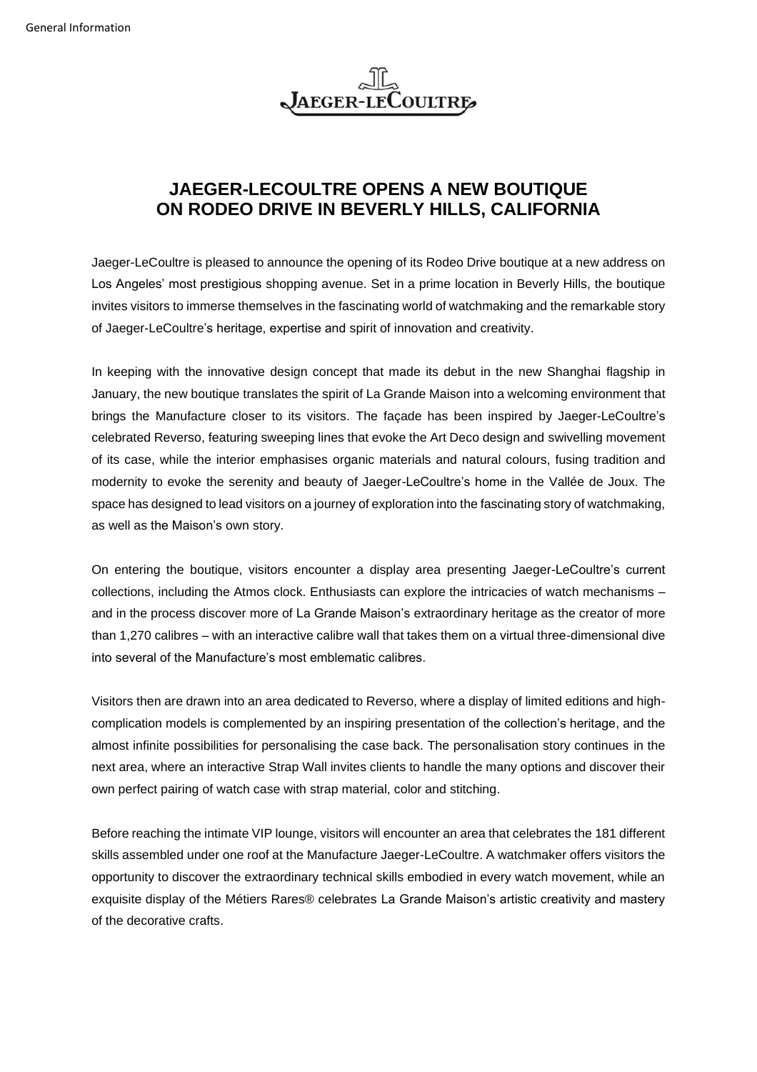# JAEGER-LECOULTRE OPENS A NEW BOUTIQUE ON RODEO DRIVE IN BEVERLY HILLS, CALIFORNIA

Jaeger-LeCoultre is pleased to announce the opening of its Rodeo Drive boutique at a new address on Los Angeles' most prestigious shopping avenue. Set in a prime location in Beverly Hills, the boutique invites visitors to immerse themselves in the fascinating world of watchmaking and the remarkable story of Jaeger-LeCoultre's heritage, expertise and spirit of innovation and creativity.

In keeping with the innovative design concept that made its debut in the new Shanghai flagship in January, the new boutique translates the spirit of La Grande Maison into a welcoming environment that brings the Manufacture closer to its visitors. The façade has been inspired by Jaeger-LeCoultre's celebrated Reverso, featuring sweeping lines that evoke the Art Deco design and swivelling movement of its case, while the interior emphasises organic materials and natural colours, fusing tradition and modernity to evoke the serenity and beauty of Jaeger-LeCoultre's home in the Vallée de Joux. The space has designed to lead visitors on a journey of exploration into the fascinating story of watchmaking, as well as the Maison's own story.

On entering the boutique, visitors encounter a display area presenting Jaeger-LeCoultre's current collections, including the Atmos clock. Enthusiasts can explore the intricacies of watch mechanisms – and in the process discover more of La Grande Maison's extraordinary heritage as the creator of more than 1,270 calibres – with an interactive calibre wall that takes them on a virtual three-dimensional dive into several of the Manufacture's most emblematic calibres.

Visitors then are drawn into an area dedicated to Reverso, where a display of limited editions and high-complication models is complemented by an inspiring presentation of the collection's heritage, and the almost infinite possibilities for personalising the case back. The personalisation story continues in the next area, where an interactive Strap Wall invites clients to handle the many options and discover their own perfect pairing of watch case with strap material, color and stitching.

Before reaching the intimate VIP lounge, visitors will encounter an area that celebrates the 181 different skills assembled under one roof at the Manufacture Jaeger-LeCoultre. A watchmaker offers visitors the opportunity to discover the extraordinary technical skills embodied in every watch movement, while an exquisite display of the Métiers Rares® celebrates La Grande Maison's artistic creativity and mastery of the decorative crafts.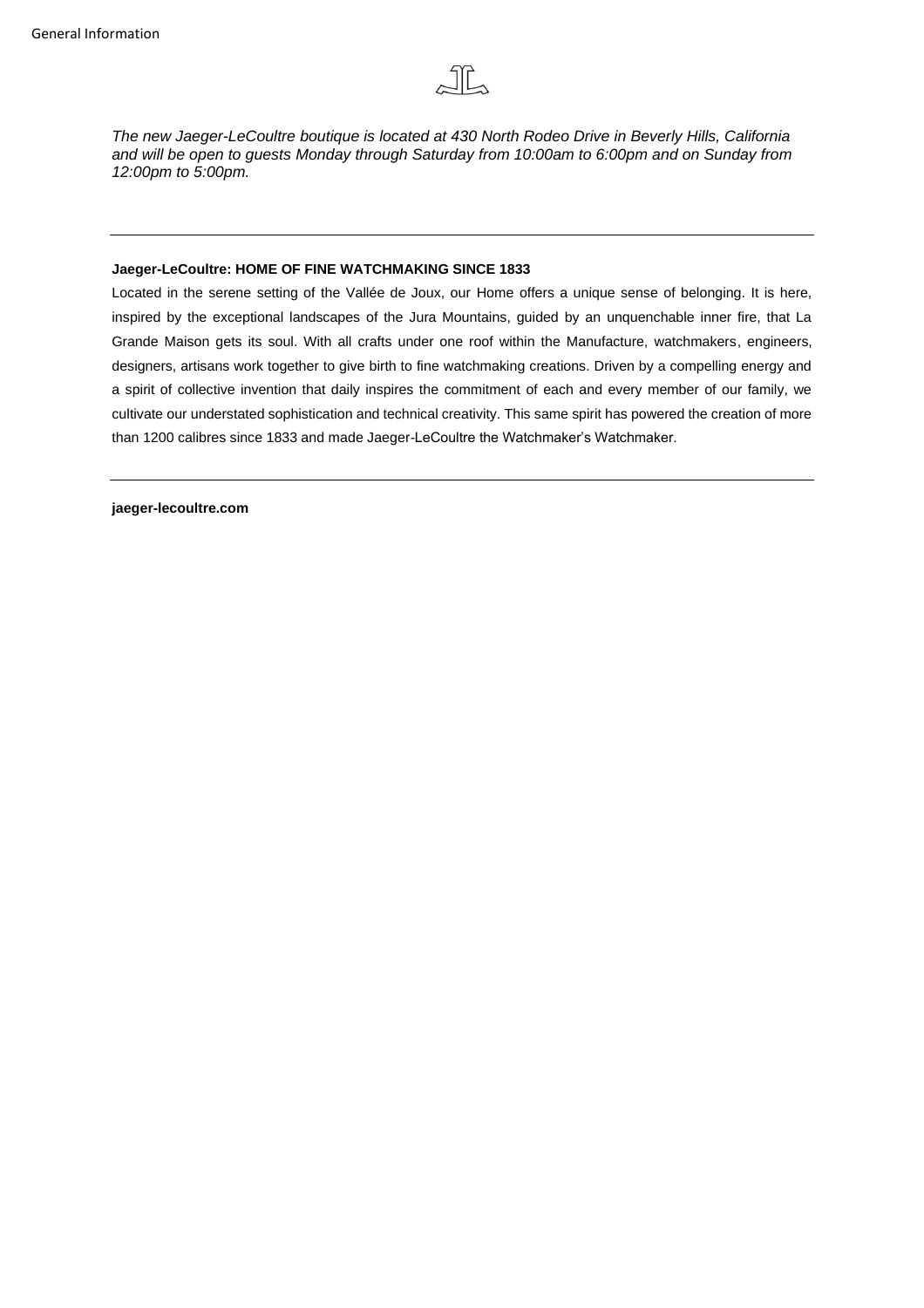*The new Jaeger-LeCoultre boutique is located at 430 North Rodeo Drive in Beverly Hills, California and will be open to guests Monday through Saturday from 10:00am to 6:00pm and on Sunday from 12:00pm to 5:00pm.*

---

**Jaeger-LeCoultre: HOME OF FINE WATCHMAKING SINCE 1833**

Located in the serene setting of the Vallée de Joux, our Home offers a unique sense of belonging. It is here, inspired by the exceptional landscapes of the Jura Mountains, guided by an unquenchable inner fire, that La Grande Maison gets its soul. With all crafts under one roof within the Manufacture, watchmakers, engineers, designers, artisans work together to give birth to fine watchmaking creations. Driven by a compelling energy and a spirit of collective invention that daily inspires the commitment of each and every member of our family, we cultivate our understated sophistication and technical creativity. This same spirit has powered the creation of more than 1200 calibres since 1833 and made Jaeger-LeCoultre the Watchmaker's Watchmaker.

---

**jaeger-lecoultre.com**